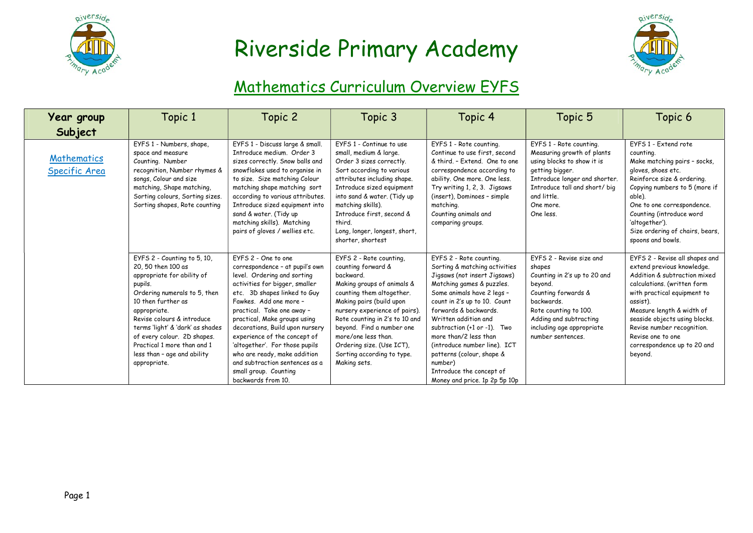# Riverside Primary Academy

## Mathematics Curriculum Overview EYFS

| Year group Subject | Topic 1 | Topic 2 | Topic 3 | Topic 4 | Topic 5 | Topic 6 |
|---|---|---|---|---|---|---|
| Mathematics Specific Area | EYFS 1 - Numbers, shape, space and measure Counting. Number recognition, Number rhymes & songs, Colour and size matching, Shape matching, Sorting colours, Sorting sizes. Sorting shapes, Rote counting | EYFS 1 - Discuss large & small. Introduce medium. Order 3 sizes correctly. Snow balls and snowflakes used to organise in to size. Size matching Colour matching shape matching sort according to various attributes. Introduce sized equipment into sand & water. (Tidy up matching skills). Matching pairs of gloves / wellies etc. | EYFS 1 - Continue to use small, medium & large. Order 3 sizes correctly. Sort according to various attributes including shape. Introduce sized equipment into sand & water. (Tidy up matching skills). Introduce first, second & third. Long, longer, longest, short, shorter, shortest | EYFS 1 - Rote counting. Continue to use first, second & third. – Extend. One to one correspondence according to ability. One more. One less. Try writing 1, 2, 3. Jigsaws (insert), Dominoes – simple matching. Counting animals and comparing groups. | EYFS 1 - Rote counting. Measuring growth of plants using blocks to show it is getting bigger. Introduce longer and shorter. Introduce tall and short/ big and little. One more. One less. | EYFS 1 - Extend rote counting. Make matching pairs – socks, gloves, shoes etc. Reinforce size & ordering. Copying numbers to 5 (more if able). One to one correspondence. Counting (introduce word 'altogether'). Size ordering of chairs, bears, spoons and bowls. |
| | EYFS 2 - Counting to 5, 10, 20, 50 then 100 as appropriate for ability of pupils. Ordering numerals to 5, then 10 then further as appropriate. Revise colours & introduce terms 'light' & 'dark' as shades of every colour. 2D shapes. Practical 1 more than and 1 less than – age and ability appropriate. | EYFS 2 - One to one correspondence – at pupil's own level. Ordering and sorting activities for bigger, smaller etc. 3D shapes linked to Guy Fawkes. Add one more – practical. Take one away – practical, Make groups using decorations, Build upon nursery experience of the concept of 'altogether'. For those pupils who are ready, make addition and subtraction sentences as a small group. Counting backwards from 10. | EYFS 2 - Rote counting, counting forward & backward. Making groups of animals & counting them altogether. Making pairs (build upon nursery experience of pairs). Rote counting in 2's to 10 and beyond. Find a number one more/one less than. Ordering size. (Use ICT), Sorting according to type. Making sets. | EYFS 2 - Rote counting. Sorting & matching activities Jigsaws (not insert Jigsaws) Matching games & puzzles. Some animals have 2 legs – count in 2's up to 10. Count forwards & backwards. Written addition and subtraction (+1 or -1). Two more than/2 less than (introduce number line). ICT patterns (colour, shape & number) Introduce the concept of Money and price. 1p 2p 5p 10p | EYFS 2 - Revise size and shapes Counting in 2's up to 20 and beyond. Counting forwards & backwards. Rote counting to 100. Adding and subtracting including age appropriate number sentences. | EYFS 2 - Revise all shapes and extend previous knowledge. Addition & subtraction mixed calculations. (written form with practical equipment to assist). Measure length & width of seaside objects using blocks. Revise number recognition. Revise one to one correspondence up to 20 and beyond. |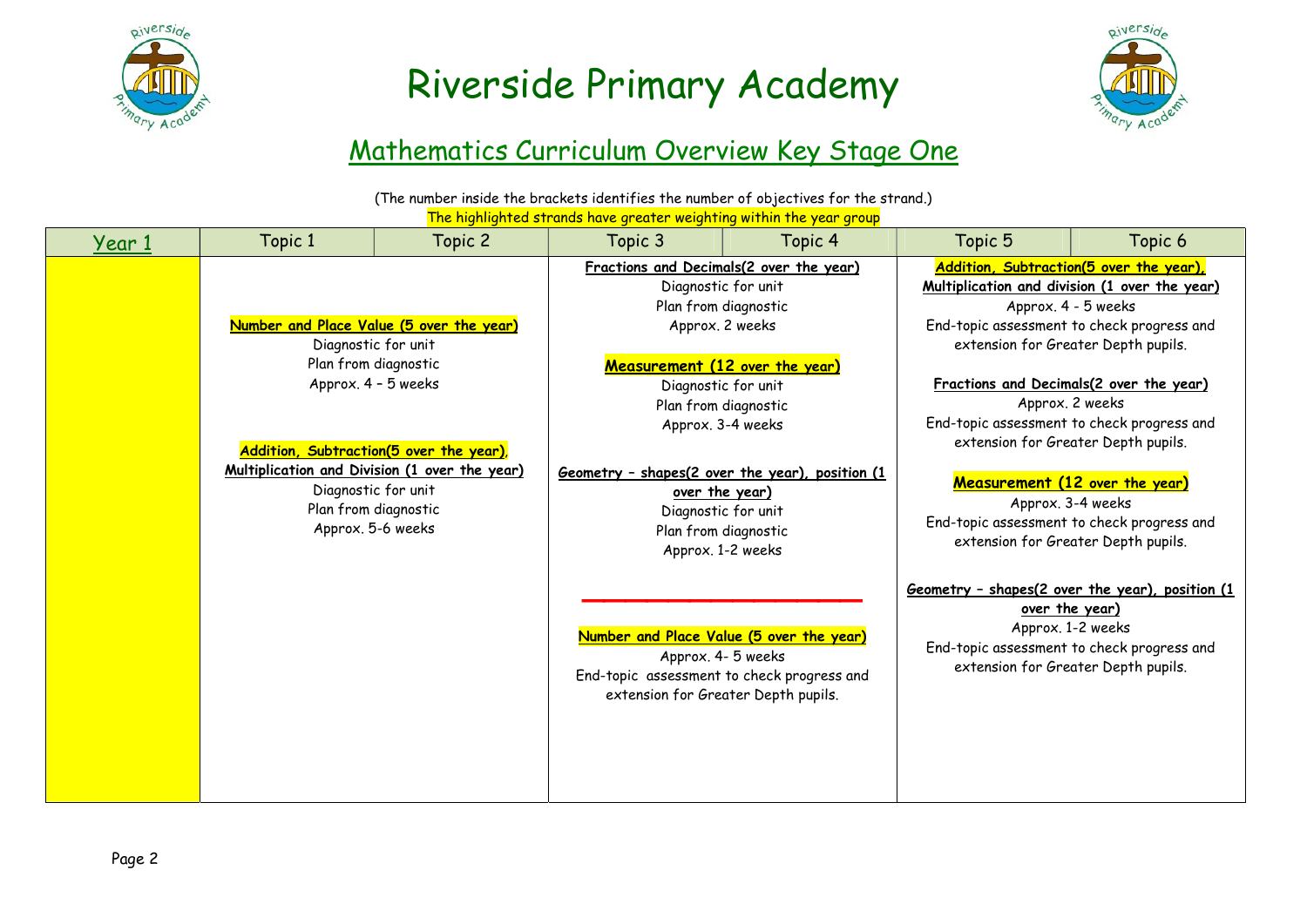# Riverside Primary Academy

## Mathematics Curriculum Overview Key Stage One

(The number inside the brackets identifies the number of objectives for the strand.)

The highlighted strands have greater weighting within the year group

| Year 1 | Topic 1 | Topic 2 | Topic 3 | Topic 4 | Topic 5 | Topic 6 |
|---|---|---|---|---|---|---|
| | **Number and Place Value (5 over the year)**<br>Diagnostic for unit<br>Plan from diagnostic<br>Approx. 4 – 5 weeks<br><br>**Addition, Subtraction(5 over the year), Multiplication and Division (1 over the year)**<br>Diagnostic for unit<br>Plan from diagnostic<br>Approx. 5-6 weeks | | **Fractions and Decimals(2 over the year)**<br>Diagnostic for unit<br>Plan from diagnostic<br>Approx. 2 weeks<br><br>**Measurement (12 over the year)**<br>Diagnostic for unit<br>Plan from diagnostic<br>Approx. 3-4 weeks<br><br>**Geometry – shapes(2 over the year), position (1 over the year)**<br>Diagnostic for unit<br>Plan from diagnostic<br>Approx. 1-2 weeks<br><br>**Number and Place Value (5 over the year)**<br>Approx. 4- 5 weeks<br>End-topic assessment to check progress and extension for Greater Depth pupils. | | **Addition, Subtraction(5 over the year), Multiplication and division (1 over the year)**<br>Approx. 4 - 5 weeks<br>End-topic assessment to check progress and extension for Greater Depth pupils.<br><br>**Fractions and Decimals(2 over the year)**<br>Approx. 2 weeks<br>End-topic assessment to check progress and extension for Greater Depth pupils.<br><br>**Measurement (12 over the year)**<br>Approx. 3-4 weeks<br>End-topic assessment to check progress and extension for Greater Depth pupils.<br><br>**Geometry – shapes(2 over the year), position (1 over the year)**<br>Approx. 1-2 weeks<br>End-topic assessment to check progress and extension for Greater Depth pupils. | |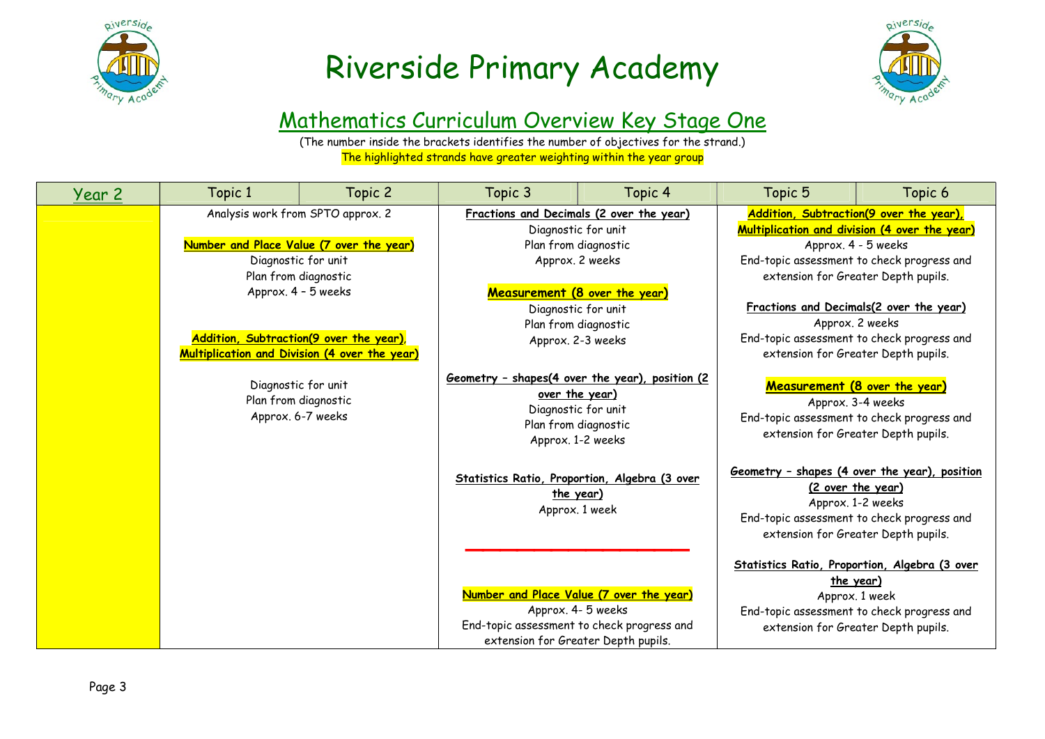# Riverside Primary Academy

## Mathematics Curriculum Overview Key Stage One

(The number inside the brackets identifies the number of objectives for the strand.)
The highlighted strands have greater weighting within the year group

| Year 2 | Topic 1 | Topic 2 | Topic 3 | Topic 4 | Topic 5 | Topic 6 |
|---|---|---|---|---|---|---|
| | Analysis work from SPTO approx. 2<br><br>**Number and Place Value (7 over the year)**<br>Diagnostic for unit<br>Plan from diagnostic<br>Approx. 4 – 5 weeks<br><br>**Addition, Subtraction(9 over the year), Multiplication and Division (4 over the year)**<br>Diagnostic for unit<br>Plan from diagnostic<br>Approx. 6-7 weeks | | **Fractions and Decimals (2 over the year)**<br>Diagnostic for unit<br>Plan from diagnostic<br>Approx. 2 weeks<br><br>**Measurement (8 over the year)**<br>Diagnostic for unit<br>Plan from diagnostic<br>Approx. 2-3 weeks<br><br>**Geometry – shapes(4 over the year), position (2 over the year)**<br>Diagnostic for unit<br>Plan from diagnostic<br>Approx. 1-2 weeks<br><br>**Statistics Ratio, Proportion, Algebra (3 over the year)**<br>Approx. 1 week<br><br>**Number and Place Value (7 over the year)**<br>Approx. 4- 5 weeks<br>End-topic assessment to check progress and extension for Greater Depth pupils. | | **Addition, Subtraction(9 over the year), Multiplication and division (4 over the year)**<br>Approx. 4 - 5 weeks<br>End-topic assessment to check progress and extension for Greater Depth pupils.<br><br>**Fractions and Decimals(2 over the year)**<br>Approx. 2 weeks<br>End-topic assessment to check progress and extension for Greater Depth pupils.<br><br>**Measurement (8 over the year)**<br>Approx. 3-4 weeks<br>End-topic assessment to check progress and extension for Greater Depth pupils.<br><br>**Geometry – shapes (4 over the year), position (2 over the year)**<br>Approx. 1-2 weeks<br>End-topic assessment to check progress and extension for Greater Depth pupils.<br><br>**Statistics Ratio, Proportion, Algebra (3 over the year)**<br>Approx. 1 week<br>End-topic assessment to check progress and extension for Greater Depth pupils. | |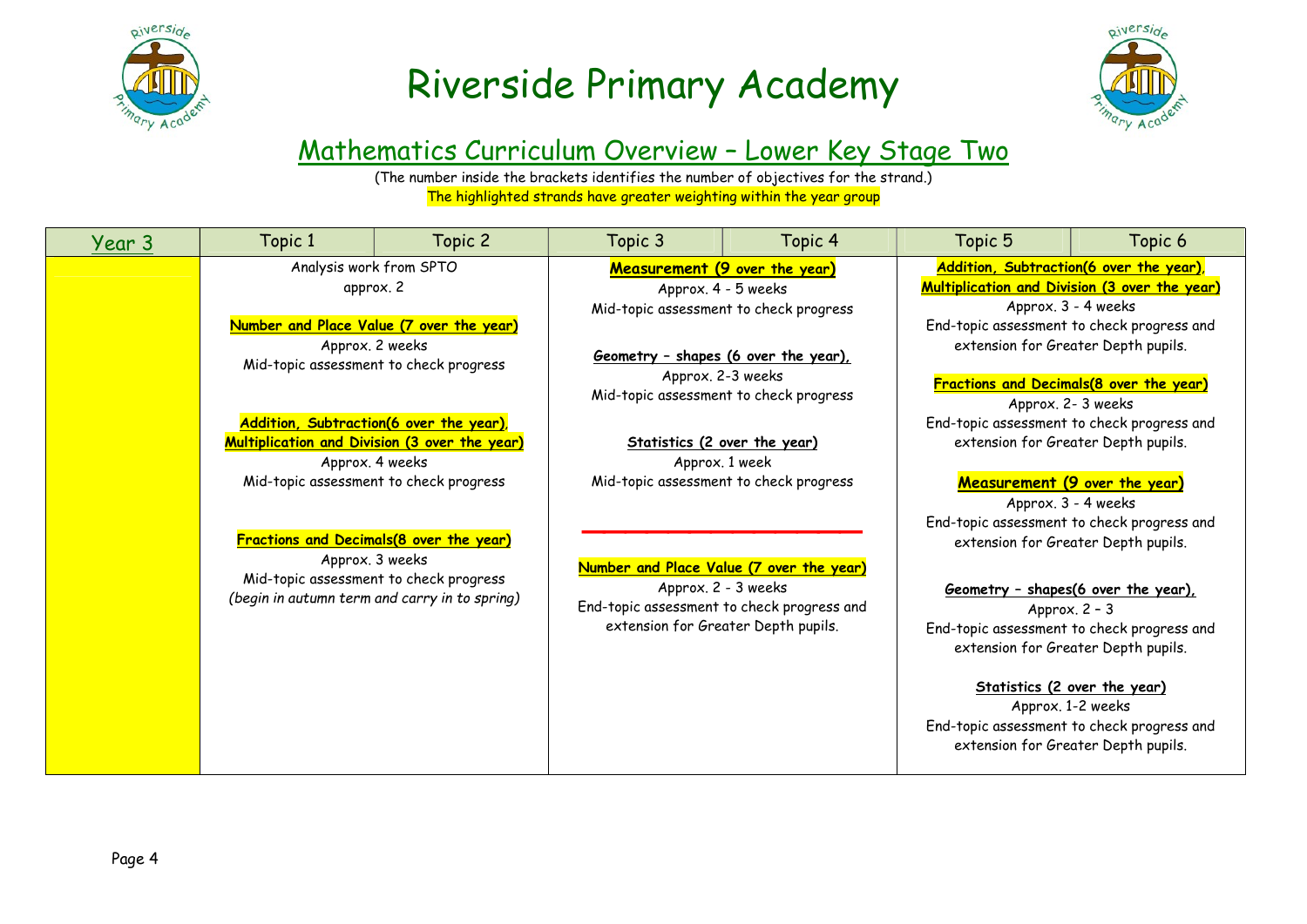# Riverside Primary Academy

## Mathematics Curriculum Overview – Lower Key Stage Two

(The number inside the brackets identifies the number of objectives for the strand.)
The highlighted strands have greater weighting within the year group

| Year 3 | Topic 1 | Topic 2 | Topic 3 | Topic 4 | Topic 5 | Topic 6 |
|---|---|---|---|---|---|---|
| | Analysis work from SPTO<br>approx. 2<br><br>**Number and Place Value (7 over the year)**<br>Approx. 2 weeks<br>Mid-topic assessment to check progress<br><br>**Addition, Subtraction(6 over the year), Multiplication and Division (3 over the year)**<br>Approx. 4 weeks<br>Mid-topic assessment to check progress<br><br>**Fractions and Decimals(8 over the year)**<br>Approx. 3 weeks<br>Mid-topic assessment to check progress<br>*(begin in autumn term and carry in to spring)* | | **Measurement (9 over the year)**<br>Approx. 4 - 5 weeks<br>Mid-topic assessment to check progress<br><br>**Geometry – shapes (6 over the year),**<br>Approx. 2-3 weeks<br>Mid-topic assessment to check progress<br><br>**Statistics (2 over the year)**<br>Approx. 1 week<br>Mid-topic assessment to check progress<br><br>**Number and Place Value (7 over the year)**<br>Approx. 2 - 3 weeks<br>End-topic assessment to check progress and extension for Greater Depth pupils. | | **Addition, Subtraction(6 over the year), Multiplication and Division (3 over the year)**<br>Approx. 3 - 4 weeks<br>End-topic assessment to check progress and extension for Greater Depth pupils.<br><br>**Fractions and Decimals(8 over the year)**<br>Approx. 2- 3 weeks<br>End-topic assessment to check progress and extension for Greater Depth pupils.<br><br>**Measurement (9 over the year)**<br>Approx. 3 - 4 weeks<br>End-topic assessment to check progress and extension for Greater Depth pupils.<br><br>**Geometry – shapes(6 over the year),**<br>Approx. 2 – 3<br>End-topic assessment to check progress and extension for Greater Depth pupils.<br><br>**Statistics (2 over the year)**<br>Approx. 1-2 weeks<br>End-topic assessment to check progress and extension for Greater Depth pupils. | |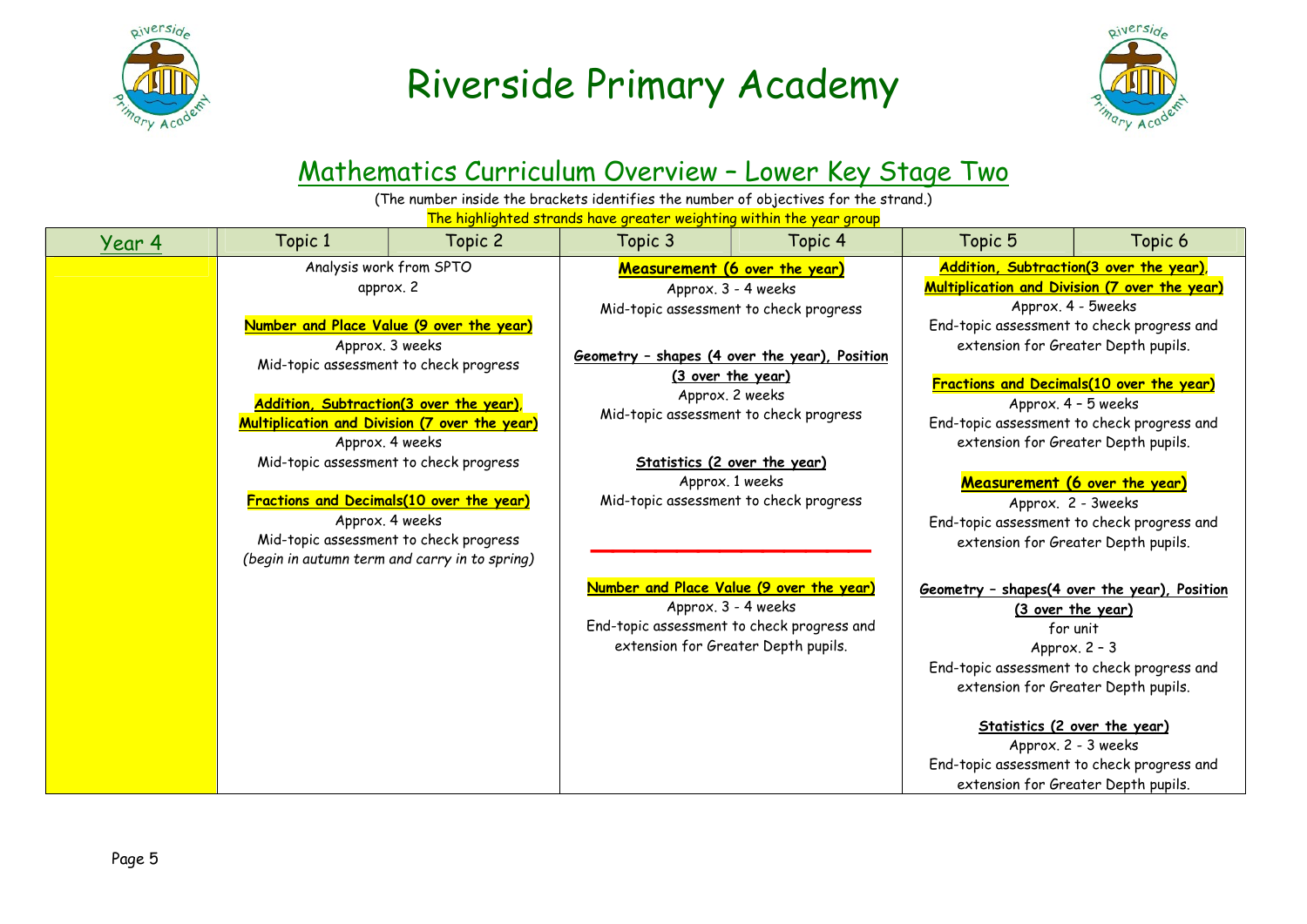# Riverside Primary Academy

## Mathematics Curriculum Overview – Lower Key Stage Two

(The number inside the brackets identifies the number of objectives for the strand.)

The highlighted strands have greater weighting within the year group

| Year 4 | Topic 1 | Topic 2 | Topic 3 | Topic 4 | Topic 5 | Topic 6 |
|---|---|---|---|---|---|---|
| | Analysis work from SPTO approx. 2<br><br>**Number and Place Value (9 over the year)**<br>Approx. 3 weeks<br>Mid-topic assessment to check progress<br><br>**Addition, Subtraction(3 over the year), Multiplication and Division (7 over the year)**<br>Approx. 4 weeks<br>Mid-topic assessment to check progress<br><br>**Fractions and Decimals(10 over the year)**<br>Approx. 4 weeks<br>Mid-topic assessment to check progress<br>*(begin in autumn term and carry in to spring)* | | **Measurement (6 over the year)**<br>Approx. 3 - 4 weeks<br>Mid-topic assessment to check progress<br><br>**Geometry – shapes (4 over the year), Position (3 over the year)**<br>Approx. 2 weeks<br>Mid-topic assessment to check progress<br><br>**Statistics (2 over the year)**<br>Approx. 1 weeks<br>Mid-topic assessment to check progress<br><br>**Number and Place Value (9 over the year)**<br>Approx. 3 - 4 weeks<br>End-topic assessment to check progress and extension for Greater Depth pupils. | | **Addition, Subtraction(3 over the year), Multiplication and Division (7 over the year)**<br>Approx. 4 - 5weeks<br>End-topic assessment to check progress and extension for Greater Depth pupils.<br><br>**Fractions and Decimals(10 over the year)**<br>Approx. 4 – 5 weeks<br>End-topic assessment to check progress and extension for Greater Depth pupils.<br><br>**Measurement (6 over the year)**<br>Approx. 2 - 3weeks<br>End-topic assessment to check progress and extension for Greater Depth pupils.<br><br>**Geometry – shapes(4 over the year), Position (3 over the year)**<br>for unit<br>Approx. 2 – 3<br>End-topic assessment to check progress and extension for Greater Depth pupils.<br><br>**Statistics (2 over the year)**<br>Approx. 2 - 3 weeks<br>End-topic assessment to check progress and extension for Greater Depth pupils. | |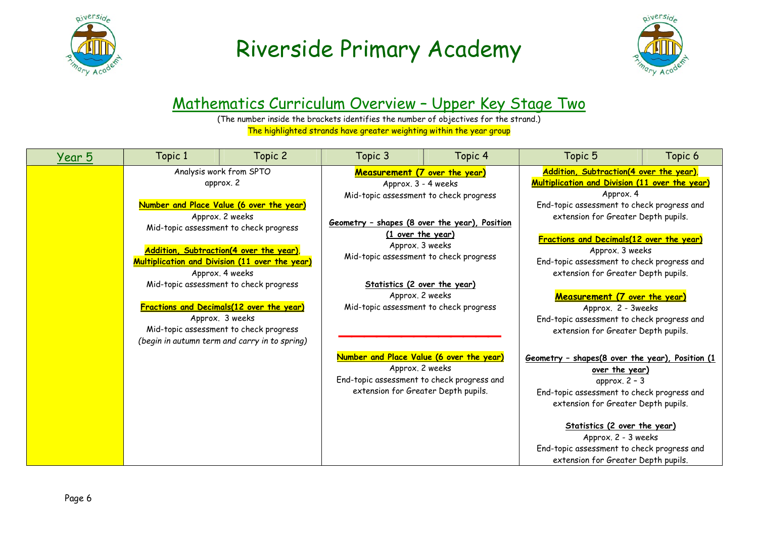# Riverside Primary Academy

## Mathematics Curriculum Overview – Upper Key Stage Two

(The number inside the brackets identifies the number of objectives for the strand.)

The highlighted strands have greater weighting within the year group

| Year 5 | Topic 1 / Topic 2 | Topic 3 / Topic 4 | Topic 5 / Topic 6 |
|---|---|---|---|
| | Analysis work from SPTO<br>approx. 2<br><br>**Number and Place Value (6 over the year)**<br>Approx. 2 weeks<br>Mid-topic assessment to check progress<br><br>**Addition, Subtraction(4 over the year), Multiplication and Division (11 over the year)**<br>Approx. 4 weeks<br>Mid-topic assessment to check progress<br><br>**Fractions and Decimals(12 over the year)**<br>Approx. 3 weeks<br>Mid-topic assessment to check progress<br>*(begin in autumn term and carry in to spring)* | **Measurement (7 over the year)**<br>Approx. 3 - 4 weeks<br>Mid-topic assessment to check progress<br><br>**Geometry – shapes (8 over the year), Position (1 over the year)**<br>Approx. 3 weeks<br>Mid-topic assessment to check progress<br><br>**Statistics (2 over the year)**<br>Approx. 2 weeks<br>Mid-topic assessment to check progress<br><br>**Number and Place Value (6 over the year)**<br>Approx. 2 weeks<br>End-topic assessment to check progress and extension for Greater Depth pupils. | **Addition, Subtraction(4 over the year), Multiplication and Division (11 over the year)**<br>Approx. 4<br>End-topic assessment to check progress and extension for Greater Depth pupils.<br><br>**Fractions and Decimals(12 over the year)**<br>Approx. 3 weeks<br>End-topic assessment to check progress and extension for Greater Depth pupils.<br><br>**Measurement (7 over the year)**<br>Approx. 2 - 3weeks<br>End-topic assessment to check progress and extension for Greater Depth pupils.<br><br>**Geometry – shapes(8 over the year), Position (1 over the year)**<br>approx. 2 – 3<br>End-topic assessment to check progress and extension for Greater Depth pupils.<br><br>**Statistics (2 over the year)**<br>Approx. 2 - 3 weeks<br>End-topic assessment to check progress and extension for Greater Depth pupils. |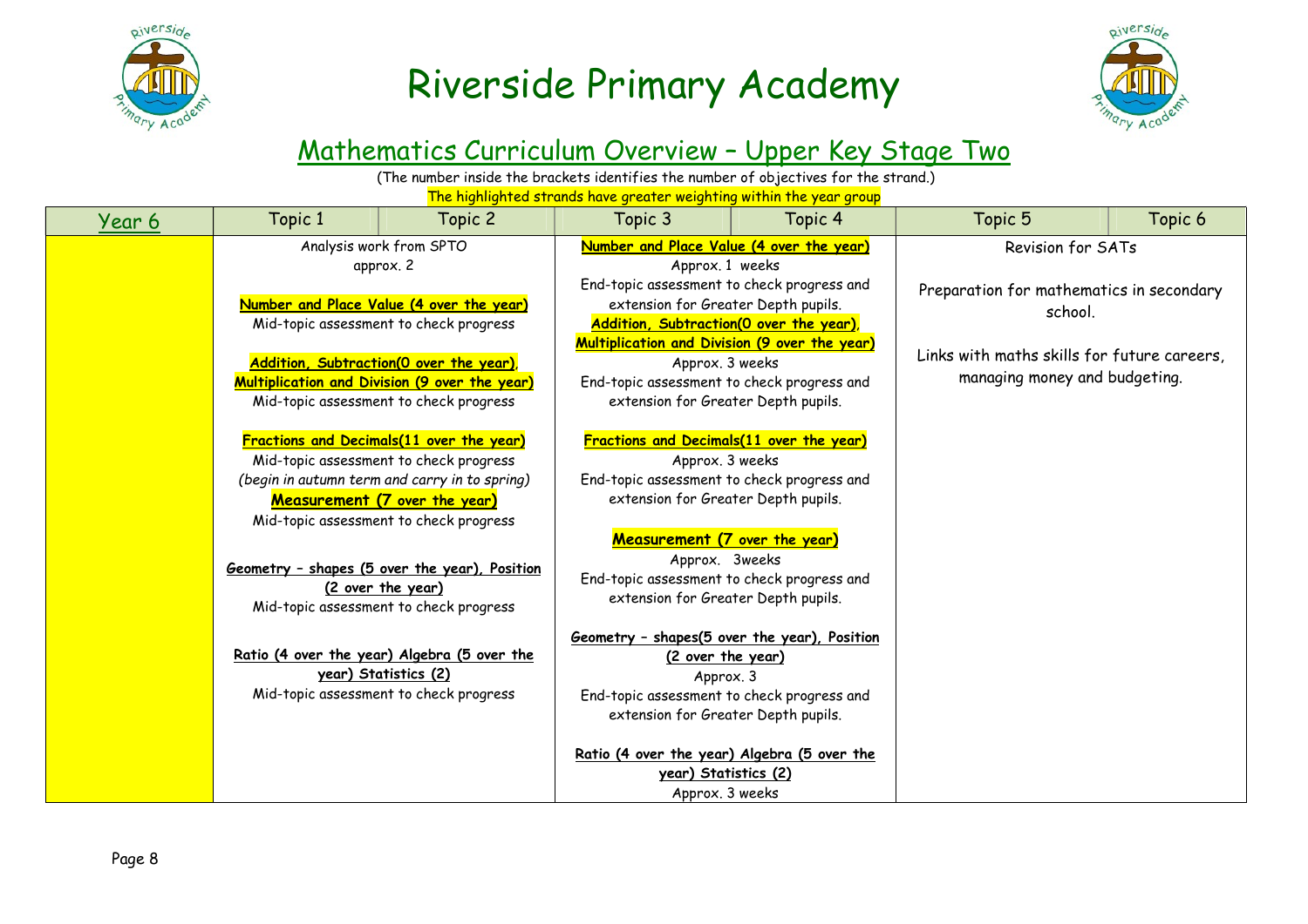# Riverside Primary Academy

## Mathematics Curriculum Overview – Upper Key Stage Two

(The number inside the brackets identifies the number of objectives for the strand.)

The highlighted strands have greater weighting within the year group

| Year 6 | Topic 1 | Topic 2 | Topic 3 | Topic 4 | Topic 5 | Topic 6 |
|---|---|---|---|---|---|---|
| | Analysis work from SPTO approx. 2<br><br>**Number and Place Value (4 over the year)**<br>Mid-topic assessment to check progress<br><br>**Addition, Subtraction(0 over the year), Multiplication and Division (9 over the year)**<br>Mid-topic assessment to check progress<br><br>**Fractions and Decimals(11 over the year)**<br>Mid-topic assessment to check progress<br>*(begin in autumn term and carry in to spring)*<br>**Measurement (7 over the year)**<br>Mid-topic assessment to check progress<br><br>**Geometry – shapes (5 over the year), Position (2 over the year)**<br>Mid-topic assessment to check progress<br><br>**Ratio (4 over the year) Algebra (5 over the year) Statistics (2)**<br>Mid-topic assessment to check progress | | **Number and Place Value (4 over the year)**<br>Approx. 1 weeks<br>End-topic assessment to check progress and extension for Greater Depth pupils.<br>**Addition, Subtraction(0 over the year), Multiplication and Division (9 over the year)**<br>Approx. 3 weeks<br>End-topic assessment to check progress and extension for Greater Depth pupils.<br><br>**Fractions and Decimals(11 over the year)**<br>Approx. 3 weeks<br>End-topic assessment to check progress and extension for Greater Depth pupils.<br><br>**Measurement (7 over the year)**<br>Approx. 3weeks<br>End-topic assessment to check progress and extension for Greater Depth pupils.<br><br>**Geometry – shapes(5 over the year), Position (2 over the year)**<br>Approx. 3<br>End-topic assessment to check progress and extension for Greater Depth pupils.<br><br>**Ratio (4 over the year) Algebra (5 over the year) Statistics (2)**<br>Approx. 3 weeks | | Revision for SATs<br><br>Preparation for mathematics in secondary school.<br><br>Links with maths skills for future careers, managing money and budgeting. | |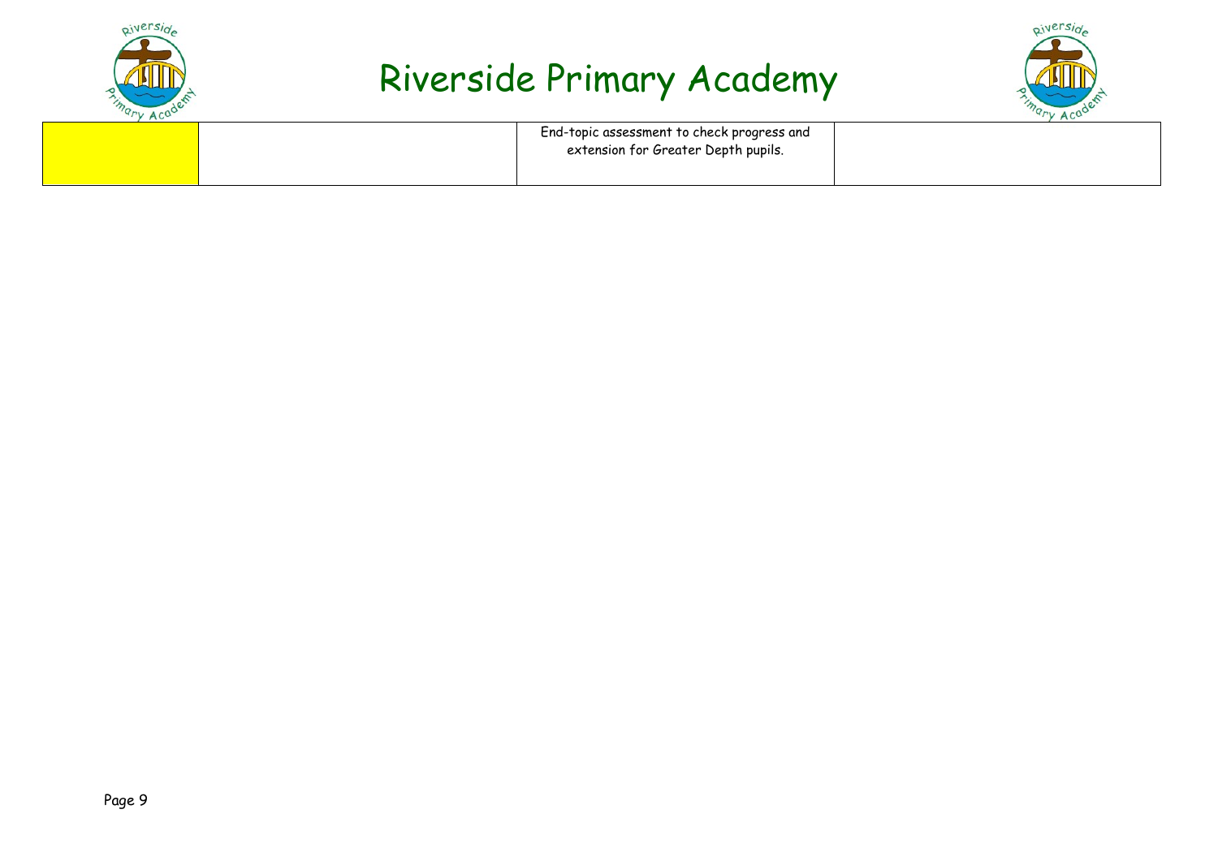# Riverside Primary Academy

| | | | |
|---|---|---|---|
| | | End-topic assessment to check progress and extension for Greater Depth pupils. | |